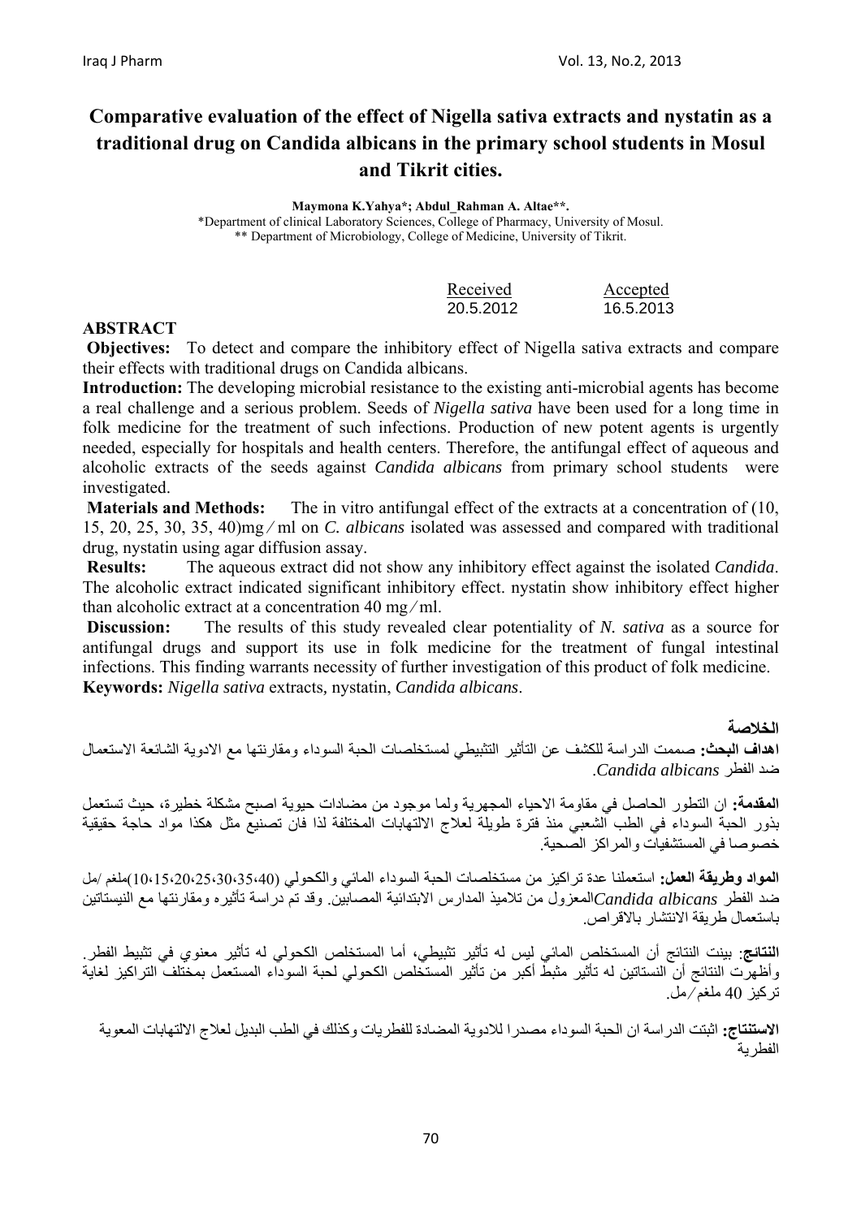# Comparative evaluation of the effect of Nigella sativa extracts and nystatin as a traditional drug on Candida albicans in the primary school students in Mosul and Tikrit cities.

**Maymona K.Yahya*; Abdul_Rahman A. Altae**.**

*Department of clinical Laboratory Sciences, College of Pharmacy, University of Mosul.
** Department of Microbiology, College of Medicine, University of Tikrit.

| Received | Accepted |
|---|---|
| 20.5.2012 | 16.5.2013 |

## ABSTRACT

**Objectives:** To detect and compare the inhibitory effect of Nigella sativa extracts and compare their effects with traditional drugs on Candida albicans.

**Introduction:** The developing microbial resistance to the existing anti-microbial agents has become a real challenge and a serious problem. Seeds of *Nigella sativa* have been used for a long time in folk medicine for the treatment of such infections. Production of new potent agents is urgently needed, especially for hospitals and health centers. Therefore, the antifungal effect of aqueous and alcoholic extracts of the seeds against *Candida albicans* from primary school students were investigated.

**Materials and Methods:** The in vitro antifungal effect of the extracts at a concentration of (10, 15, 20, 25, 30, 35, 40)mg ⁄ ml on *C. albicans* isolated was assessed and compared with traditional drug, nystatin using agar diffusion assay.

**Results:** The aqueous extract did not show any inhibitory effect against the isolated *Candida*. The alcoholic extract indicated significant inhibitory effect. nystatin show inhibitory effect higher than alcoholic extract at a concentration 40 mg ⁄ ml.

**Discussion:** The results of this study revealed clear potentiality of *N. sativa* as a source for antifungal drugs and support its use in folk medicine for the treatment of fungal intestinal infections. This finding warrants necessity of further investigation of this product of folk medicine.

**Keywords:** *Nigella sativa* extracts, nystatin, *Candida albicans*.

## الخلاصة

**اهداف البحث:** صممت الدراسة للكشف عن التأثير التثبيطي لمستخلصات الحبة السوداء ومقارنتها مع الادوية الشائعة الاستعمال ضد الفطر *Candida albicans*.

**المقدمة:** ان التطور الحاصل في مقاومة الاحياء المجهرية ولما موجود من مضادات حيوية اصبح مشكلة خطيرة، حيث تستعمل بذور الحبة السوداء في الطب الشعبي منذ فترة طويلة لعلاج الالتهابات المختلفة لذا فان تصنيع مثل هكذا مواد حاجة حقيقية خصوصا في المستشفيات والمراكز الصحية.

**المواد وطريقة العمل:** استعملنا عدة تراكيز من مستخلصات الحبة السوداء المائي والكحولي (10،15،20،25،30،35،40)ملغم /مل ضد الفطر *Candida albicans* المعزول من تلاميذ المدارس الابتدائية المصابين. وقد تم دراسة تأثيره ومقارنتها مع النيستاتين باستعمال طريقة الانتشار بالاقراص.

**النتائج**: بينت النتائج أن المستخلص المائي ليس له تأثير تثبيطي، أما المستخلص الكحولي له تأثير معنوي في تثبيط الفطر. وأظهرت النتائج أن النستاتين له تأثير مثبط أكبر من تأثير المستخلص الكحولي لحبة السوداء المستعمل بمختلف التراكيز لغاية تركيز 40 ملغم ⁄ مل.

**الاستنتاج:** اثبتت الدراسة ان الحبة السوداء مصدرا للادوية المضادة للفطريات وكذلك في الطب البديل لعلاج الالتهابات المعوية الفطرية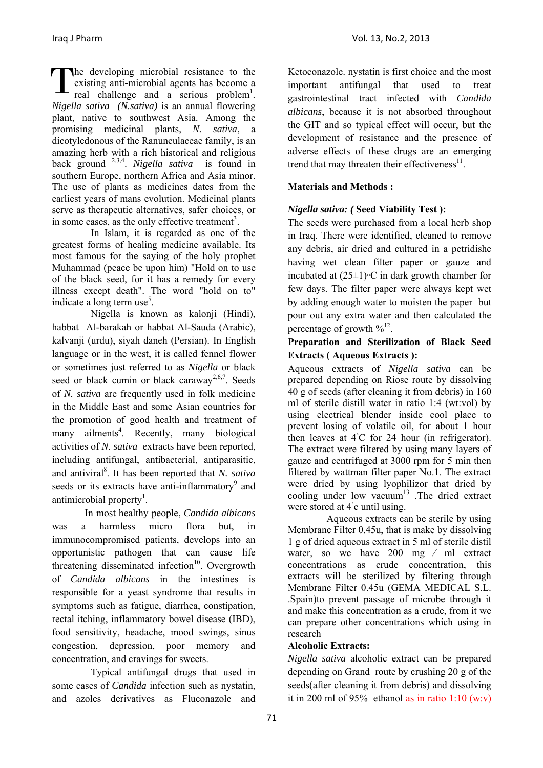The developing microbial resistance to the existing anti-microbial agents has become a real challenge and a serious problem[1]. *Nigella sativa (N.sativa)* is an annual flowering plant, native to southwest Asia. Among the promising medicinal plants, *N. sativa*, a dicotyledonous of the Ranunculaceae family, is an amazing herb with a rich historical and religious back ground [2,3,4]. *Nigella sativa* is found in southern Europe, northern Africa and Asia minor. The use of plants as medicines dates from the earliest years of mans evolution. Medicinal plants serve as therapeutic alternatives, safer choices, or in some cases, as the only effective treatment[3].

In Islam, it is regarded as one of the greatest forms of healing medicine available. Its most famous for the saying of the holy prophet Muhammad (peace be upon him) "Hold on to use of the black seed, for it has a remedy for every illness except death". The word "hold on to" indicate a long term use[5].

Nigella is known as kalonji (Hindi), habbat Al-barakah or habbat Al-Sauda (Arabic), kalvanji (urdu), siyah daneh (Persian). In English language or in the west, it is called fennel flower or sometimes just referred to as *Nigella* or black seed or black cumin or black caraway[2,6,7]. Seeds of *N. sativa* are frequently used in folk medicine in the Middle East and some Asian countries for the promotion of good health and treatment of many ailments[4]. Recently, many biological activities of *N. sativa* extracts have been reported, including antifungal, antibacterial, antiparasitic, and antiviral[8]. It has been reported that *N. sativa* seeds or its extracts have anti-inflammatory[9] and antimicrobial property[1].

In most healthy people, *Candida albicans* was a harmless micro flora but, in immunocompromised patients, develops into an opportunistic pathogen that can cause life threatening disseminated infection[10]. Overgrowth of *Candida albicans* in the intestines is responsible for a yeast syndrome that results in symptoms such as fatigue, diarrhea, constipation, rectal itching, inflammatory bowel disease (IBD), food sensitivity, headache, mood swings, sinus congestion, depression, poor memory and concentration, and cravings for sweets.

Typical antifungal drugs that used in some cases of *Candida* infection such as nystatin, and azoles derivatives as Fluconazole and Ketoconazole. nystatin is first choice and the most important antifungal that used to treat gastrointestinal tract infected with *Candida albicans*, because it is not absorbed throughout the GIT and so typical effect will occur, but the development of resistance and the presence of adverse effects of these drugs are an emerging trend that may threaten their effectiveness[11].

**Materials and Methods :**

***Nigella sativa: (* Seed Viability Test ):**

The seeds were purchased from a local herb shop in Iraq. There were identified, cleaned to remove any debris, air dried and cultured in a petridishe having wet clean filter paper or gauze and incubated at (25±1)◦C in dark growth chamber for few days. The filter paper were always kept wet by adding enough water to moisten the paper but pour out any extra water and then calculated the percentage of growth %[12].

**Preparation and Sterilization of Black Seed Extracts ( Aqueous Extracts ):**

Aqueous extracts of *Nigella sativa* can be prepared depending on Riose route by dissolving 40 g of seeds (after cleaning it from debris) in 160 ml of sterile distill water in ratio 1:4 (wt:vol) by using electrical blender inside cool place to prevent losing of volatile oil, for about 1 hour then leaves at 4°C for 24 hour (in refrigerator). The extract were filtered by using many layers of gauze and centrifuged at 3000 rpm for 5 min then filtered by wattman filter paper No.1. The extract were dried by using lyophilizor that dried by cooling under low vacuum[13] .The dried extract were stored at 4°c until using.

Aqueous extracts can be sterile by using Membrane Filter 0.45u, that is make by dissolving 1 g of dried aqueous extract in 5 ml of sterile distil water, so we have 200 mg / ml extract concentrations as crude concentration, this extracts will be sterilized by filtering through Membrane Filter 0.45u (GEMA MEDICAL S.L. .Spain)to prevent passage of microbe through it and make this concentration as a crude, from it we can prepare other concentrations which using in research

**Alcoholic Extracts:**

*Nigella sativa* alcoholic extract can be prepared depending on Grand route by crushing 20 g of the seeds(after cleaning it from debris) and dissolving it in 200 ml of 95% ethanol as in ratio 1:10 (w:v)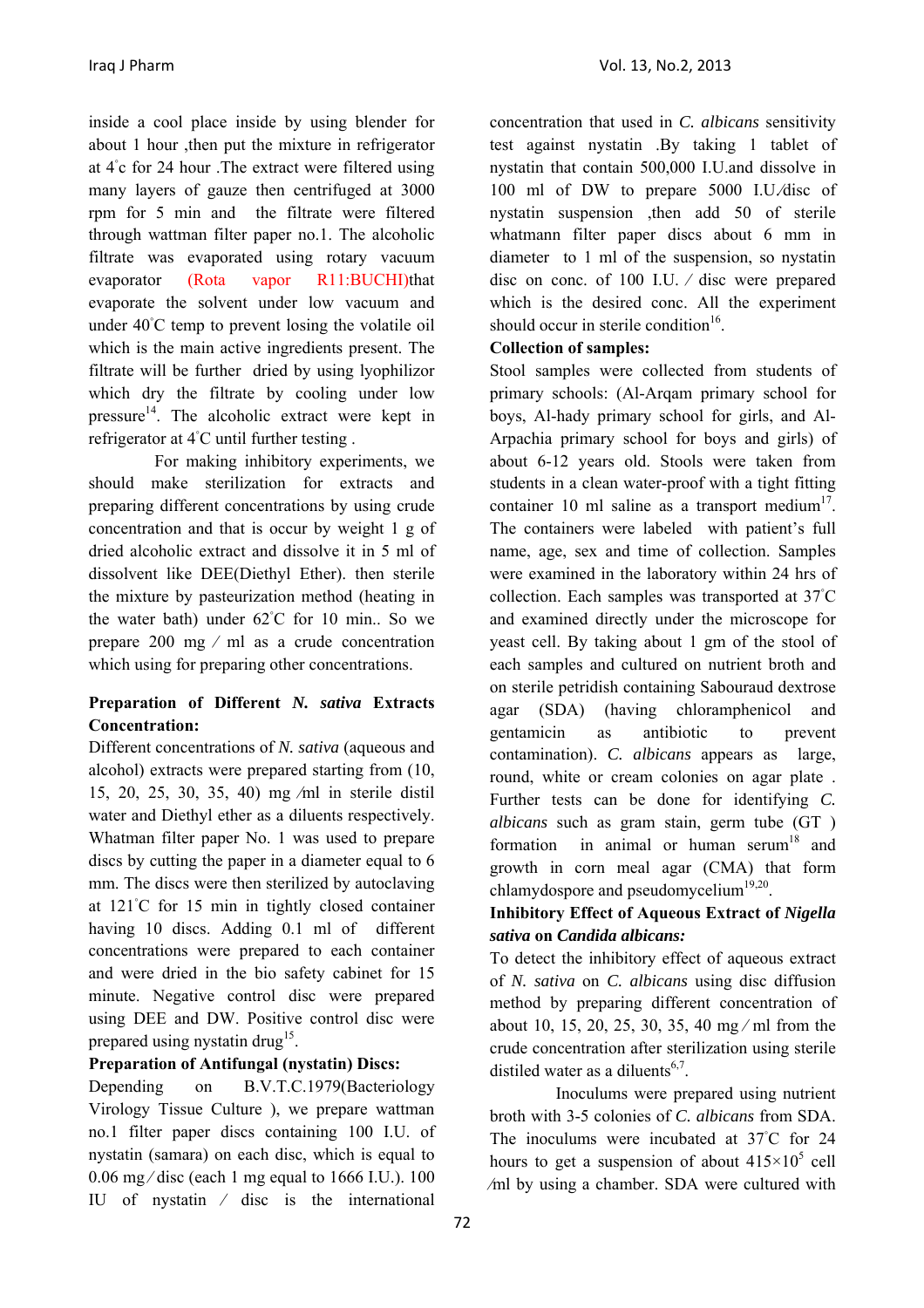inside a cool place inside by using blender for about 1 hour ,then put the mixture in refrigerator at 4°c for 24 hour .The extract were filtered using many layers of gauze then centrifuged at 3000 rpm for 5 min and the filtrate were filtered through wattman filter paper no.1. The alcoholic filtrate was evaporated using rotary vacuum evaporator (Rota vapor R11:BUCHI)that evaporate the solvent under low vacuum and under 40°C temp to prevent losing the volatile oil which is the main active ingredients present. The filtrate will be further dried by using lyophilizor which dry the filtrate by cooling under low pressure[14]. The alcoholic extract were kept in refrigerator at 4°C until further testing .

For making inhibitory experiments, we should make sterilization for extracts and preparing different concentrations by using crude concentration and that is occur by weight 1 g of dried alcoholic extract and dissolve it in 5 ml of dissolvent like DEE(Diethyl Ether). then sterile the mixture by pasteurization method (heating in the water bath) under 62°C for 10 min.. So we prepare 200 mg ⁄ ml as a crude concentration which using for preparing other concentrations.

**Preparation of Different *N. sativa* Extracts Concentration:**

Different concentrations of *N. sativa* (aqueous and alcohol) extracts were prepared starting from (10, 15, 20, 25, 30, 35, 40) mg ⁄ml in sterile distil water and Diethyl ether as a diluents respectively. Whatman filter paper No. 1 was used to prepare discs by cutting the paper in a diameter equal to 6 mm. The discs were then sterilized by autoclaving at 121°C for 15 min in tightly closed container having 10 discs. Adding 0.1 ml of different concentrations were prepared to each container and were dried in the bio safety cabinet for 15 minute. Negative control disc were prepared using DEE and DW. Positive control disc were prepared using nystatin drug[15].

**Preparation of Antifungal (nystatin) Discs:**

Depending on B.V.T.C.1979(Bacteriology Virology Tissue Culture ), we prepare wattman no.1 filter paper discs containing 100 I.U. of nystatin (samara) on each disc, which is equal to 0.06 mg ⁄ disc (each 1 mg equal to 1666 I.U.). 100 IU of nystatin ⁄ disc is the international concentration that used in *C. albicans* sensitivity test against nystatin .By taking 1 tablet of nystatin that contain 500,000 I.U.and dissolve in 100 ml of DW to prepare 5000 I.U.⁄disc of nystatin suspension ,then add 50 of sterile whatmann filter paper discs about 6 mm in diameter to 1 ml of the suspension, so nystatin disc on conc. of 100 I.U. ⁄ disc were prepared which is the desired conc. All the experiment should occur in sterile condition[16].

**Collection of samples:**

Stool samples were collected from students of primary schools: (Al-Arqam primary school for boys, Al-hady primary school for girls, and Al-Arpachia primary school for boys and girls) of about 6-12 years old. Stools were taken from students in a clean water-proof with a tight fitting container 10 ml saline as a transport medium[17]. The containers were labeled with patient's full name, age, sex and time of collection. Samples were examined in the laboratory within 24 hrs of collection. Each samples was transported at 37°C and examined directly under the microscope for yeast cell. By taking about 1 gm of the stool of each samples and cultured on nutrient broth and on sterile petridish containing Sabouraud dextrose agar (SDA) (having chloramphenicol and gentamicin as antibiotic to prevent contamination). *C. albicans* appears as large, round, white or cream colonies on agar plate . Further tests can be done for identifying *C. albicans* such as gram stain, germ tube (GT ) formation in animal or human serum[18] and growth in corn meal agar (CMA) that form chlamydospore and pseudomycelium[19,20].

**Inhibitory Effect of Aqueous Extract of *Nigella sativa* on *Candida albicans:***

To detect the inhibitory effect of aqueous extract of *N. sativa* on *C. albicans* using disc diffusion method by preparing different concentration of about 10, 15, 20, 25, 30, 35, 40 mg ⁄ ml from the crude concentration after sterilization using sterile distiled water as a diluents[6,7].

Inoculums were prepared using nutrient broth with 3-5 colonies of *C. albicans* from SDA. The inoculums were incubated at 37°C for 24 hours to get a suspension of about $415 \times 10^5$ cell ⁄ml by using a chamber. SDA were cultured with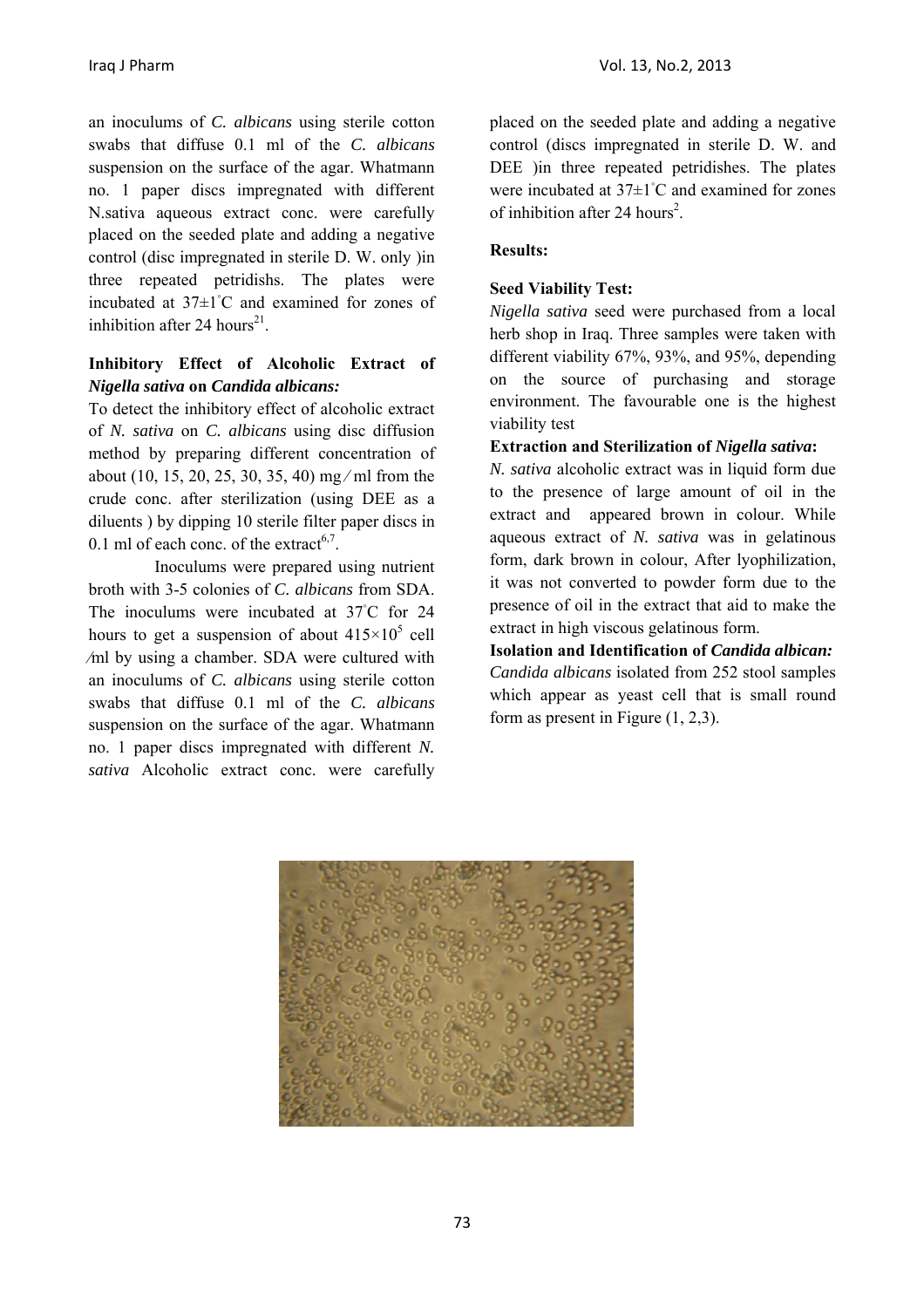an inoculums of *C. albicans* using sterile cotton swabs that diffuse 0.1 ml of the *C. albicans* suspension on the surface of the agar. Whatmann no. 1 paper discs impregnated with different N.sativa aqueous extract conc. were carefully placed on the seeded plate and adding a negative control (disc impregnated in sterile D. W. only )in three repeated petridishs. The plates were incubated at 37±1°C and examined for zones of inhibition after 24 hours[21].

### Inhibitory Effect of Alcoholic Extract of *Nigella sativa* on *Candida albicans:*

To detect the inhibitory effect of alcoholic extract of *N. sativa* on *C. albicans* using disc diffusion method by preparing different concentration of about (10, 15, 20, 25, 30, 35, 40) mg ⁄ ml from the crude conc. after sterilization (using DEE as a diluents ) by dipping 10 sterile filter paper discs in 0.1 ml of each conc. of the extract[6,7].

Inoculums were prepared using nutrient broth with 3-5 colonies of *C. albicans* from SDA. The inoculums were incubated at 37°C for 24 hours to get a suspension of about $415\times10^5$ cell ⁄ml by using a chamber. SDA were cultured with an inoculums of *C. albicans* using sterile cotton swabs that diffuse 0.1 ml of the *C. albicans* suspension on the surface of the agar. Whatmann no. 1 paper discs impregnated with different *N. sativa* Alcoholic extract conc. were carefully placed on the seeded plate and adding a negative control (discs impregnated in sterile D. W. and DEE )in three repeated petridishes. The plates were incubated at 37±1°C and examined for zones of inhibition after 24 hours[2].

## Results:

### Seed Viability Test:

*Nigella sativa* seed were purchased from a local herb shop in Iraq. Three samples were taken with different viability 67%, 93%, and 95%, depending on the source of purchasing and storage environment. The favourable one is the highest viability test

### Extraction and Sterilization of *Nigella sativa*:

*N. sativa* alcoholic extract was in liquid form due to the presence of large amount of oil in the extract and appeared brown in colour. While aqueous extract of *N. sativa* was in gelatinous form, dark brown in colour, After lyophilization, it was not converted to powder form due to the presence of oil in the extract that aid to make the extract in high viscous gelatinous form.

### Isolation and Identification of *Candida albican:*

*Candida albicans* isolated from 252 stool samples which appear as yeast cell that is small round form as present in Figure (1, 2,3).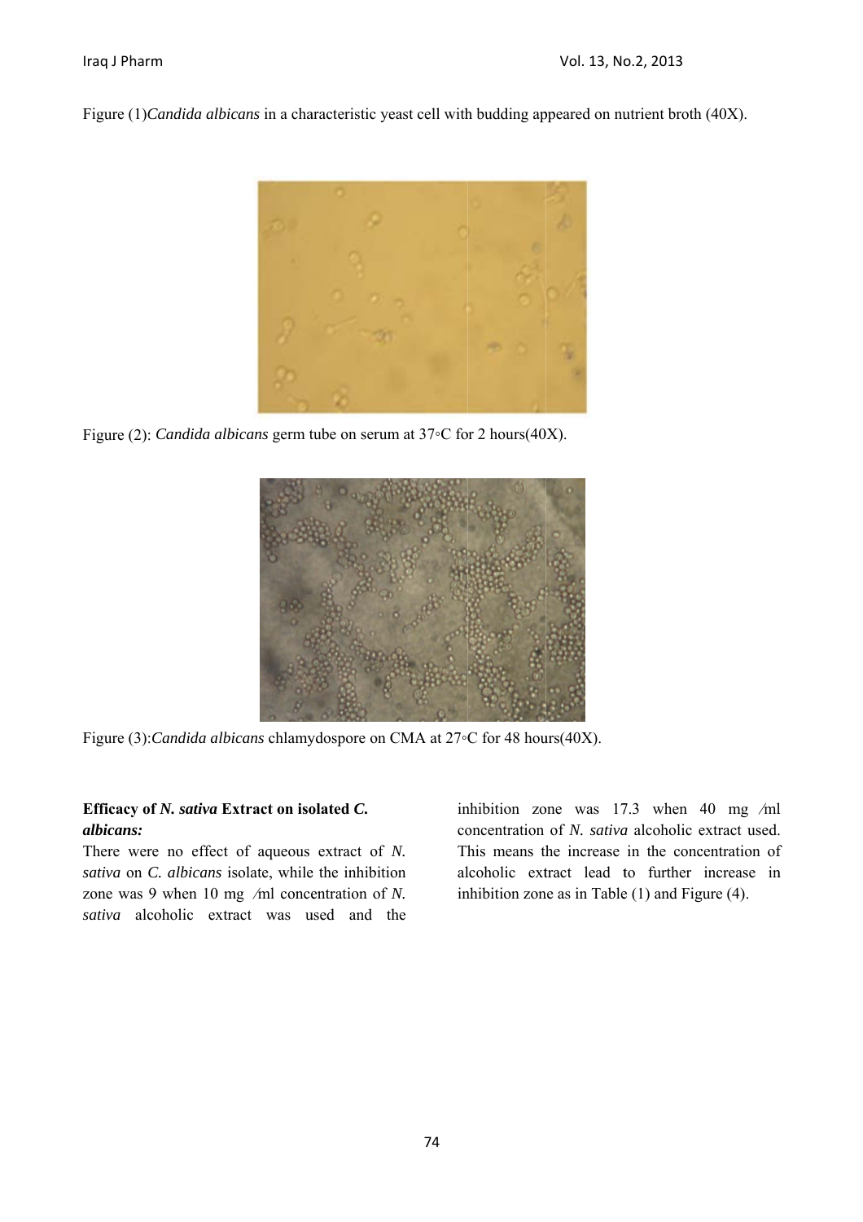Figure (1)*Candida albicans* in a characteristic yeast cell with budding appeared on nutrient broth (40X).

Figure (2): *Candida albicans* germ tube on serum at 37◦C for 2 hours(40X).

Figure (3):*Candida albicans* chlamydospore on CMA at 27◦C for 48 hours(40X).

**Efficacy of *N. sativa* Extract on isolated *C. albicans:***

There were no effect of aqueous extract of *N. sativa* on *C. albicans* isolate, while the inhibition zone was 9 when 10 mg ⁄ml concentration of *N. sativa* alcoholic extract was used and the inhibition zone was 17.3 when 40 mg ⁄ml concentration of *N. sativa* alcoholic extract used. This means the increase in the concentration of alcoholic extract lead to further increase in inhibition zone as in Table (1) and Figure (4).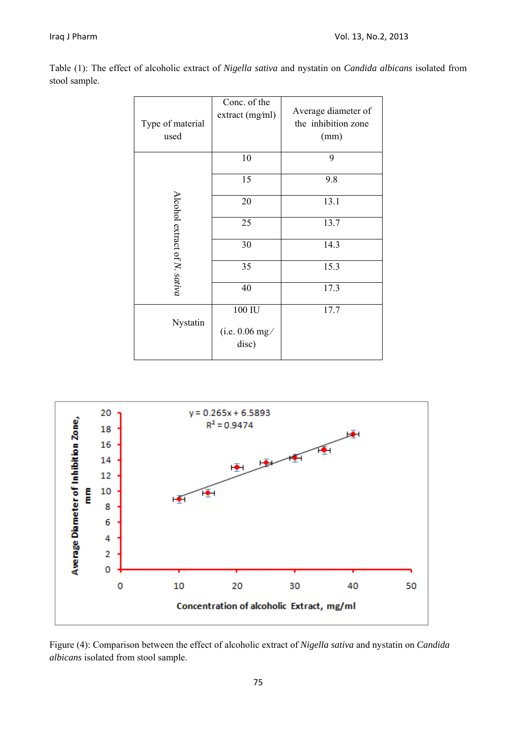Table (1): The effect of alcoholic extract of *Nigella sativa* and nystatin on *Candida albicans* isolated from stool sample.

| Type of material used | Conc. of the extract (mg/ml) | Average diameter of the inhibition zone (mm) |
|---|---|---|
| Alcohol extract of *N. sativa* | 10 | 9 |
| | 15 | 9.8 |
| | 20 | 13.1 |
| | 25 | 13.7 |
| | 30 | 14.3 |
| | 35 | 15.3 |
| | 40 | 17.3 |
| Nystatin | 100 IU (i.e. 0.06 mg/ disc) | 17.7 |

$y = 0.265x + 6.5893$

$R^2 = 0.9474$

Average Diameter of Inhibition Zone, mm

Concentration of alcoholic Extract, mg/ml

Figure (4): Comparison between the effect of alcoholic extract of *Nigella sativa* and nystatin on *Candida albicans* isolated from stool sample.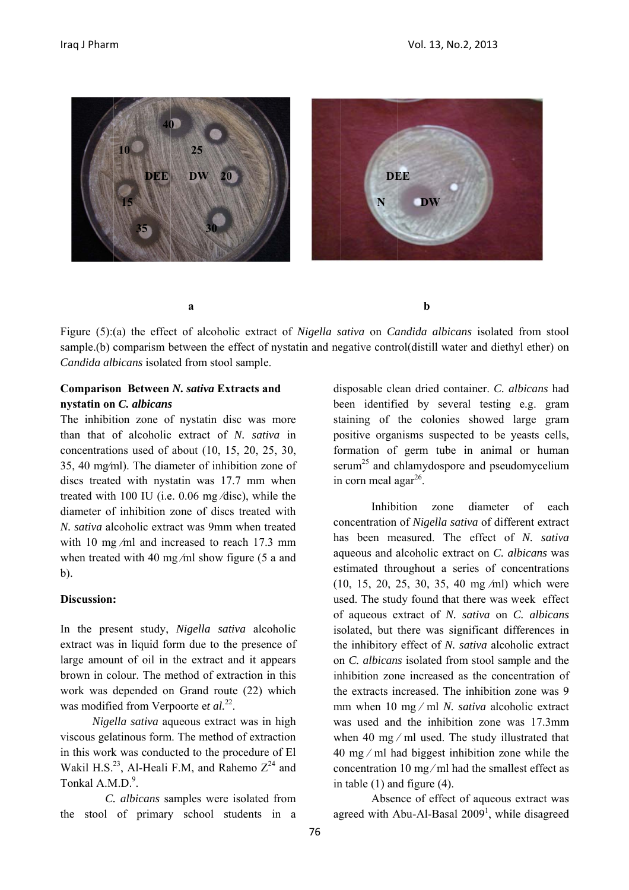Figure (5):(a) the effect of alcoholic extract of *Nigella sativa* on *Candida albicans* isolated from stool sample.(b) comparism between the effect of nystatin and negative control(distill water and diethyl ether) on *Candida albicans* isolated from stool sample.

**Comparison Between *N. sativa* Extracts and nystatin on *C. albicans***

The inhibition zone of nystatin disc was more than that of alcoholic extract of *N. sativa* in concentrations used of about (10, 15, 20, 25, 30, 35, 40 mg/ml). The diameter of inhibition zone of discs treated with nystatin was 17.7 mm when treated with 100 IU (i.e. 0.06 mg/disc), while the diameter of inhibition zone of discs treated with *N. sativa* alcoholic extract was 9mm when treated with 10 mg/ml and increased to reach 17.3 mm when treated with 40 mg/ml show figure (5 a and b).

**Discussion:**

In the present study, *Nigella sativa* alcoholic extract was in liquid form due to the presence of large amount of oil in the extract and it appears brown in colour. The method of extraction in this work was depended on Grand route (22) which was modified from Verpoorte e*t al.*[22].

*Nigella sativa* aqueous extract was in high viscous gelatinous form. The method of extraction in this work was conducted to the procedure of El Wakil H.S.[23], Al-Heali F.M, and Rahemo Z[24] and Tonkal A.M.D.[9].

*C. albicans* samples were isolated from the stool of primary school students in a disposable clean dried container. *C. albicans* had been identified by several testing e.g. gram staining of the colonies showed large gram positive organisms suspected to be yeasts cells, formation of germ tube in animal or human serum[25] and chlamydospore and pseudomycelium in corn meal agar[26].

Inhibition zone diameter of each concentration of *Nigella sativa* of different extract has been measured. The effect of *N. sativa* aqueous and alcoholic extract on *C. albicans* was estimated throughout a series of concentrations (10, 15, 20, 25, 30, 35, 40 mg/ml) which were used. The study found that there was week effect of aqueous extract of *N. sativa* on *C. albicans* isolated, but there was significant differences in the inhibitory effect of *N. sativa* alcoholic extract on *C. albicans* isolated from stool sample and the inhibition zone increased as the concentration of the extracts increased. The inhibition zone was 9 mm when 10 mg/ml *N. sativa* alcoholic extract was used and the inhibition zone was 17.3mm when 40 mg/ml used. The study illustrated that 40 mg/ml had biggest inhibition zone while the concentration 10 mg/ml had the smallest effect as in table (1) and figure (4).

Absence of effect of aqueous extract was agreed with Abu-Al-Basal 2009[1], while disagreed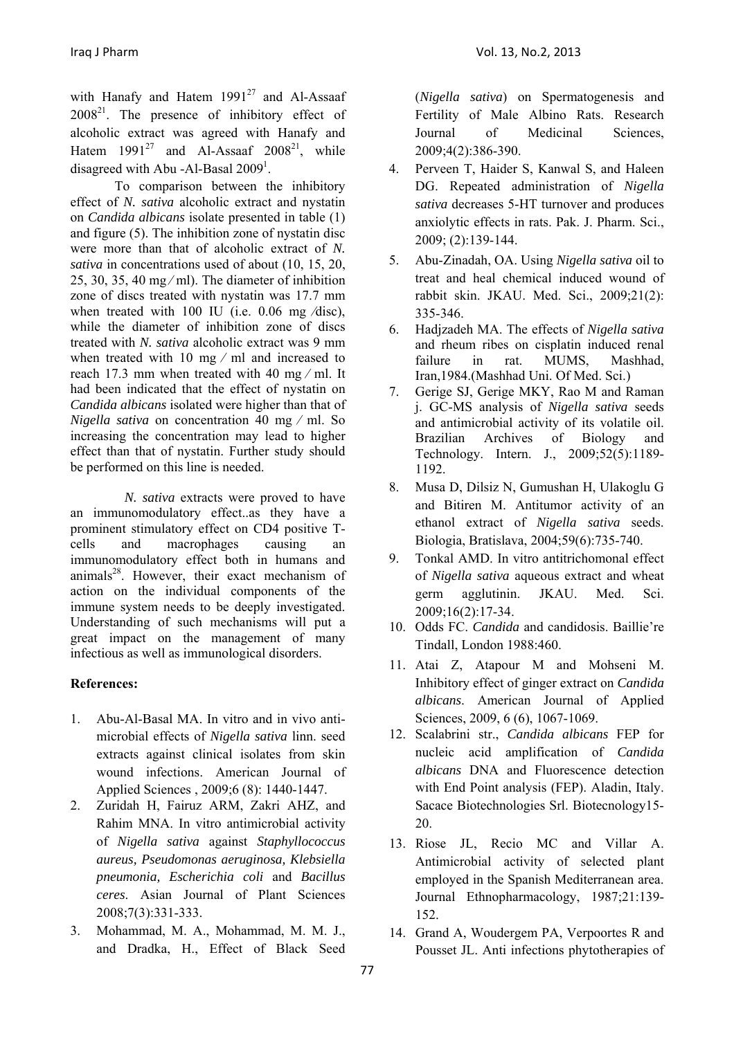with Hanafy and Hatem 1991[27] and Al-Assaaf 2008[21]. The presence of inhibitory effect of alcoholic extract was agreed with Hanafy and Hatem 1991[27] and Al-Assaaf 2008[21], while disagreed with Abu -Al-Basal 2009[1].

To comparison between the inhibitory effect of *N. sativa* alcoholic extract and nystatin on *Candida albicans* isolate presented in table (1) and figure (5). The inhibition zone of nystatin disc were more than that of alcoholic extract of *N. sativa* in concentrations used of about (10, 15, 20, 25, 30, 35, 40 mg ⁄ ml). The diameter of inhibition zone of discs treated with nystatin was 17.7 mm when treated with 100 IU (i.e. 0.06 mg ⁄disc), while the diameter of inhibition zone of discs treated with *N. sativa* alcoholic extract was 9 mm when treated with 10 mg ⁄ ml and increased to reach 17.3 mm when treated with 40 mg ⁄ ml. It had been indicated that the effect of nystatin on *Candida albicans* isolated were higher than that of *Nigella sativa* on concentration 40 mg ⁄ ml. So increasing the concentration may lead to higher effect than that of nystatin. Further study should be performed on this line is needed.

*N. sativa* extracts were proved to have an immunomodulatory effect..as they have a prominent stimulatory effect on CD4 positive T-cells and macrophages causing an immunomodulatory effect both in humans and animals[28]. However, their exact mechanism of action on the individual components of the immune system needs to be deeply investigated. Understanding of such mechanisms will put a great impact on the management of many infectious as well as immunological disorders.

**References:**

1. Abu-Al-Basal MA. In vitro and in vivo anti-microbial effects of *Nigella sativa* linn. seed extracts against clinical isolates from skin wound infections. American Journal of Applied Sciences , 2009;6 (8): 1440-1447.
2. Zuridah H, Fairuz ARM, Zakri AHZ, and Rahim MNA. In vitro antimicrobial activity of *Nigella sativa* against *Staphyllococcus aureus, Pseudomonas aeruginosa, Klebsiella pneumonia, Escherichia coli* and *Bacillus ceres*. Asian Journal of Plant Sciences 2008;7(3):331-333.
3. Mohammad, M. A., Mohammad, M. M. J., and Dradka, H., Effect of Black Seed (*Nigella sativa*) on Spermatogenesis and Fertility of Male Albino Rats. Research Journal of Medicinal Sciences, 2009;4(2):386-390.
4. Perveen T, Haider S, Kanwal S, and Haleen DG. Repeated administration of *Nigella sativa* decreases 5-HT turnover and produces anxiolytic effects in rats. Pak. J. Pharm. Sci., 2009; (2):139-144.
5. Abu-Zinadah, OA. Using *Nigella sativa* oil to treat and heal chemical induced wound of rabbit skin. JKAU. Med. Sci., 2009;21(2): 335-346.
6. Hadjzadeh MA. The effects of *Nigella sativa* and rheum ribes on cisplatin induced renal failure in rat. MUMS, Mashhad, Iran,1984.(Mashhad Uni. Of Med. Sci.)
7. Gerige SJ, Gerige MKY, Rao M and Raman j. GC-MS analysis of *Nigella sativa* seeds and antimicrobial activity of its volatile oil. Brazilian Archives of Biology and Technology. Intern. J., 2009;52(5):1189-1192.
8. Musa D, Dilsiz N, Gumushan H, Ulakoglu G and Bitiren M. Antitumor activity of an ethanol extract of *Nigella sativa* seeds. Biologia, Bratislava, 2004;59(6):735-740.
9. Tonkal AMD. In vitro antitrichomonal effect of *Nigella sativa* aqueous extract and wheat germ agglutinin. JKAU. Med. Sci. 2009;16(2):17-34.
10. Odds FC. *Candida* and candidosis. Baillie're Tindall, London 1988:460.
11. Atai Z, Atapour M and Mohseni M. Inhibitory effect of ginger extract on *Candida albicans*. American Journal of Applied Sciences, 2009, 6 (6), 1067-1069.
12. Scalabrini str., *Candida albicans* FEP for nucleic acid amplification of *Candida albicans* DNA and Fluorescence detection with End Point analysis (FEP). Aladin, Italy. Sacace Biotechnologies Srl. Biotecnology15-20.
13. Riose JL, Recio MC and Villar A. Antimicrobial activity of selected plant employed in the Spanish Mediterranean area. Journal Ethnopharmacology, 1987;21:139-152.
14. Grand A, Woudergem PA, Verpoortes R and Pousset JL. Anti infections phytotherapies of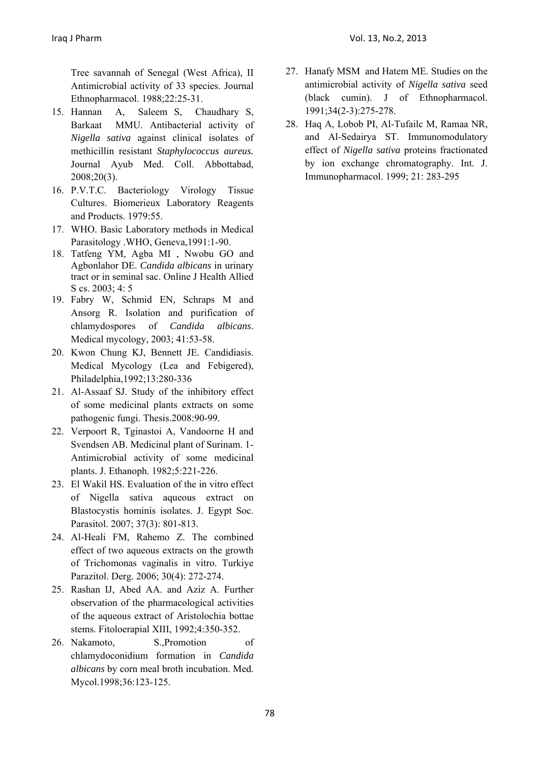Tree savannah of Senegal (West Africa), II Antimicrobial activity of 33 species. Journal Ethnopharmacol. 1988;22:25-31.

15. Hannan A, Saleem S, Chaudhary S, Barkaat MMU. Antibacterial activity of *Nigella sativa* against clinical isolates of methicillin resistant *Staphylococcus aureus.* Journal Ayub Med. Coll. Abbottabad, 2008;20(3).
16. P.V.T.C. Bacteriology Virology Tissue Cultures. Biomerieux Laboratory Reagents and Products. 1979:55.
17. WHO. Basic Laboratory methods in Medical Parasitology .WHO, Geneva,1991:1-90.
18. Tatfeng YM, Agba MI , Nwobu GO and Agbonlahor DE. *Candida albicans* in urinary tract or in seminal sac. Online J Health Allied S cs. 2003; 4: 5
19. Fabry W, Schmid EN, Schraps M and Ansorg R. Isolation and purification of chlamydospores of *Candida albicans*. Medical mycology, 2003; 41:53-58.
20. Kwon Chung KJ, Bennett JE. Candidiasis. Medical Mycology (Lea and Febigered), Philadelphia,1992;13:280-336
21. Al-Assaaf SJ. Study of the inhibitory effect of some medicinal plants extracts on some pathogenic fungi. Thesis.2008:90-99.
22. Verpoort R, Tginastoi A, Vandoorne H and Svendsen AB. Medicinal plant of Surinam. 1- Antimicrobial activity of some medicinal plants. J. Ethanoph. 1982;5:221-226.
23. El Wakil HS. Evaluation of the in vitro effect of Nigella sativa aqueous extract on Blastocystis hominis isolates. J. Egypt Soc. Parasitol. 2007; 37(3): 801-813.
24. Al-Heali FM, Rahemo Z. The combined effect of two aqueous extracts on the growth of Trichomonas vaginalis in vitro. Turkiye Parazitol. Derg. 2006; 30(4): 272-274.
25. Rashan IJ, Abed AA. and Aziz A. Further observation of the pharmacological activities of the aqueous extract of Aristolochia bottae stems. Fitoloerapial XIII, 1992;4:350-352.
26. Nakamoto, S.,Promotion of chlamydoconidium formation in *Candida albicans* by corn meal broth incubation. Med. Mycol.1998;36:123-125.
27. Hanafy MSM and Hatem ME. Studies on the antimicrobial activity of *Nigella sativa* seed (black cumin). J of Ethnopharmacol. 1991;34(2-3):275-278.
28. Haq A, Lobob PI, Al-Tufailc M, Ramaa NR, and Al-Sedairya ST. Immunomodulatory effect of *Nigella sativa* proteins fractionated by ion exchange chromatography. Int. J. Immunopharmacol. 1999; 21: 283-295